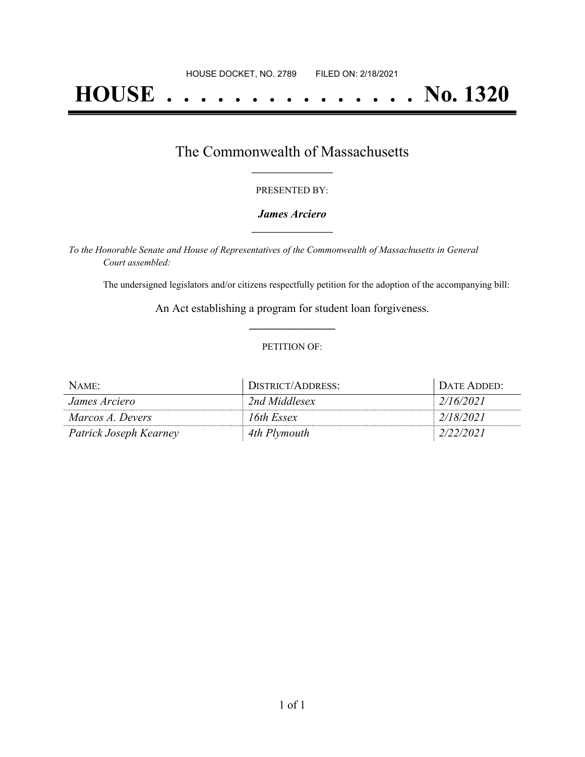HOUSE DOCKET, NO. 2789 FILED ON: 2/18/2021

# HOUSE . . . . . . . . . . . . . . . No. 1320

## The Commonwealth of Massachusetts

PRESENTED BY:

***James Arciero***

*To the Honorable Senate and House of Representatives of the Commonwealth of Massachusetts in General Court assembled:*

The undersigned legislators and/or citizens respectfully petition for the adoption of the accompanying bill:

An Act establishing a program for student loan forgiveness.

PETITION OF:

| NAME: | DISTRICT/ADDRESS: | DATE ADDED: |
| --- | --- | --- |
| *James Arciero* | *2nd Middlesex* | *2/16/2021* |
| *Marcos A. Devers* | *16th Essex* | *2/18/2021* |
| *Patrick Joseph Kearney* | *4th Plymouth* | *2/22/2021* |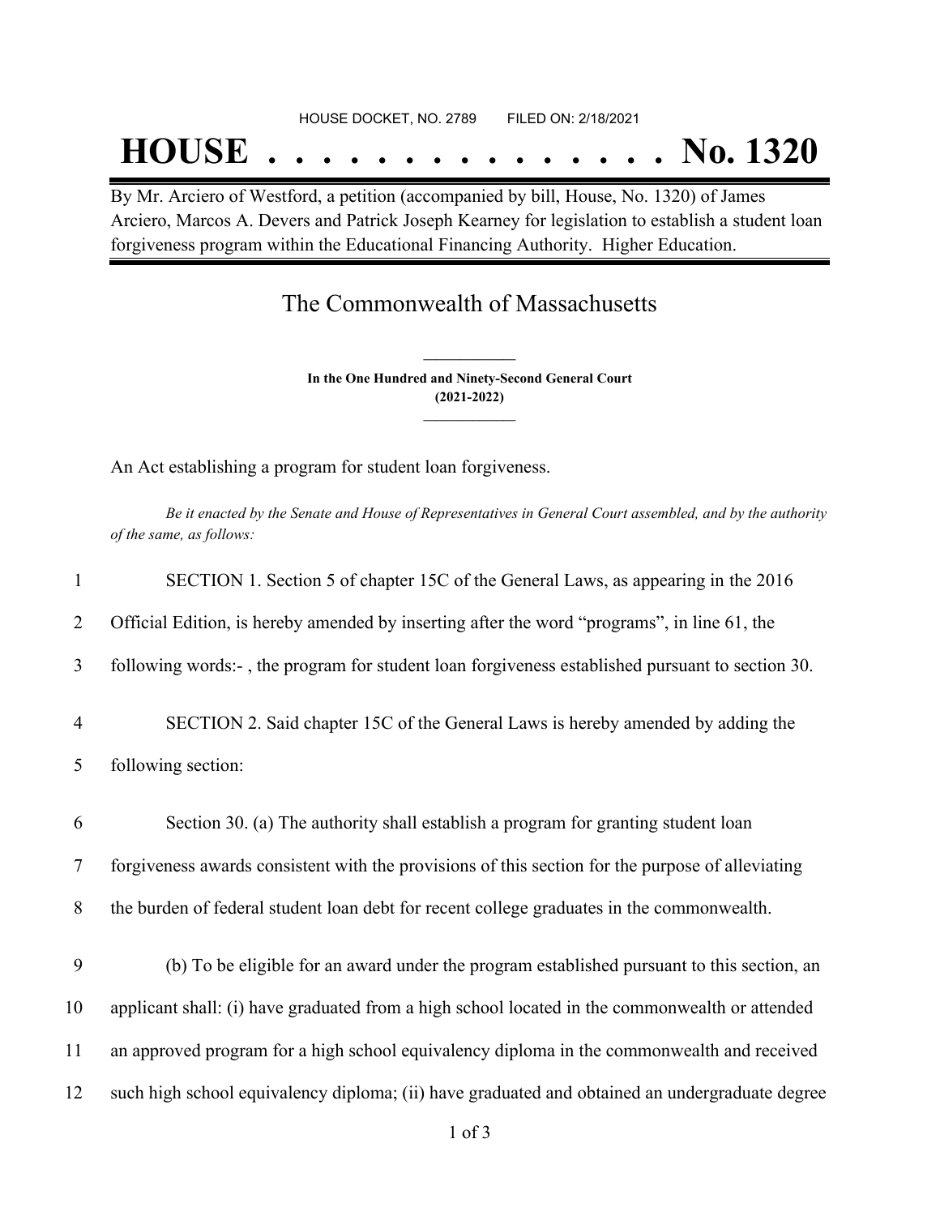HOUSE DOCKET, NO. 2789 FILED ON: 2/18/2021

# HOUSE . . . . . . . . . . . . . . . No. 1320

By Mr. Arciero of Westford, a petition (accompanied by bill, House, No. 1320) of James Arciero, Marcos A. Devers and Patrick Joseph Kearney for legislation to establish a student loan forgiveness program within the Educational Financing Authority. Higher Education.

## The Commonwealth of Massachusetts

**In the One Hundred and Ninety-Second General Court (2021-2022)**

An Act establishing a program for student loan forgiveness.

*Be it enacted by the Senate and House of Representatives in General Court assembled, and by the authority of the same, as follows:*

1 SECTION 1. Section 5 of chapter 15C of the General Laws, as appearing in the 2016
2 Official Edition, is hereby amended by inserting after the word "programs", in line 61, the
3 following words:- , the program for student loan forgiveness established pursuant to section 30.

4 SECTION 2. Said chapter 15C of the General Laws is hereby amended by adding the
5 following section:

6 Section 30. (a) The authority shall establish a program for granting student loan
7 forgiveness awards consistent with the provisions of this section for the purpose of alleviating
8 the burden of federal student loan debt for recent college graduates in the commonwealth.

9 (b) To be eligible for an award under the program established pursuant to this section, an
10 applicant shall: (i) have graduated from a high school located in the commonwealth or attended
11 an approved program for a high school equivalency diploma in the commonwealth and received
12 such high school equivalency diploma; (ii) have graduated and obtained an undergraduate degree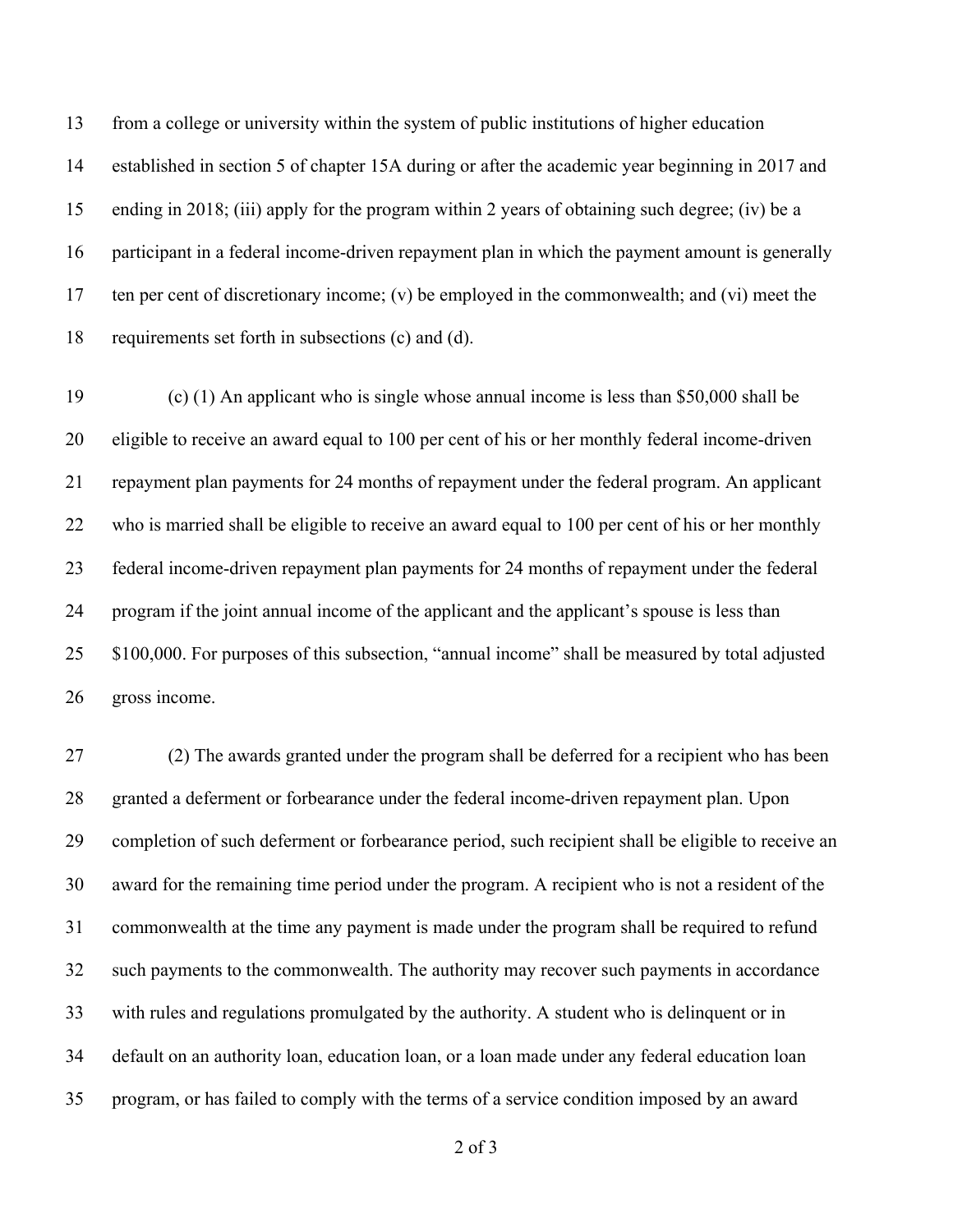from a college or university within the system of public institutions of higher education established in section 5 of chapter 15A during or after the academic year beginning in 2017 and ending in 2018; (iii) apply for the program within 2 years of obtaining such degree; (iv) be a participant in a federal income-driven repayment plan in which the payment amount is generally ten per cent of discretionary income; (v) be employed in the commonwealth; and (vi) meet the requirements set forth in subsections (c) and (d).

(c) (1) An applicant who is single whose annual income is less than $50,000 shall be eligible to receive an award equal to 100 per cent of his or her monthly federal income-driven repayment plan payments for 24 months of repayment under the federal program. An applicant who is married shall be eligible to receive an award equal to 100 per cent of his or her monthly federal income-driven repayment plan payments for 24 months of repayment under the federal program if the joint annual income of the applicant and the applicant's spouse is less than $100,000. For purposes of this subsection, "annual income" shall be measured by total adjusted gross income.

(2) The awards granted under the program shall be deferred for a recipient who has been granted a deferment or forbearance under the federal income-driven repayment plan. Upon completion of such deferment or forbearance period, such recipient shall be eligible to receive an award for the remaining time period under the program. A recipient who is not a resident of the commonwealth at the time any payment is made under the program shall be required to refund such payments to the commonwealth. The authority may recover such payments in accordance with rules and regulations promulgated by the authority. A student who is delinquent or in default on an authority loan, education loan, or a loan made under any federal education loan program, or has failed to comply with the terms of a service condition imposed by an award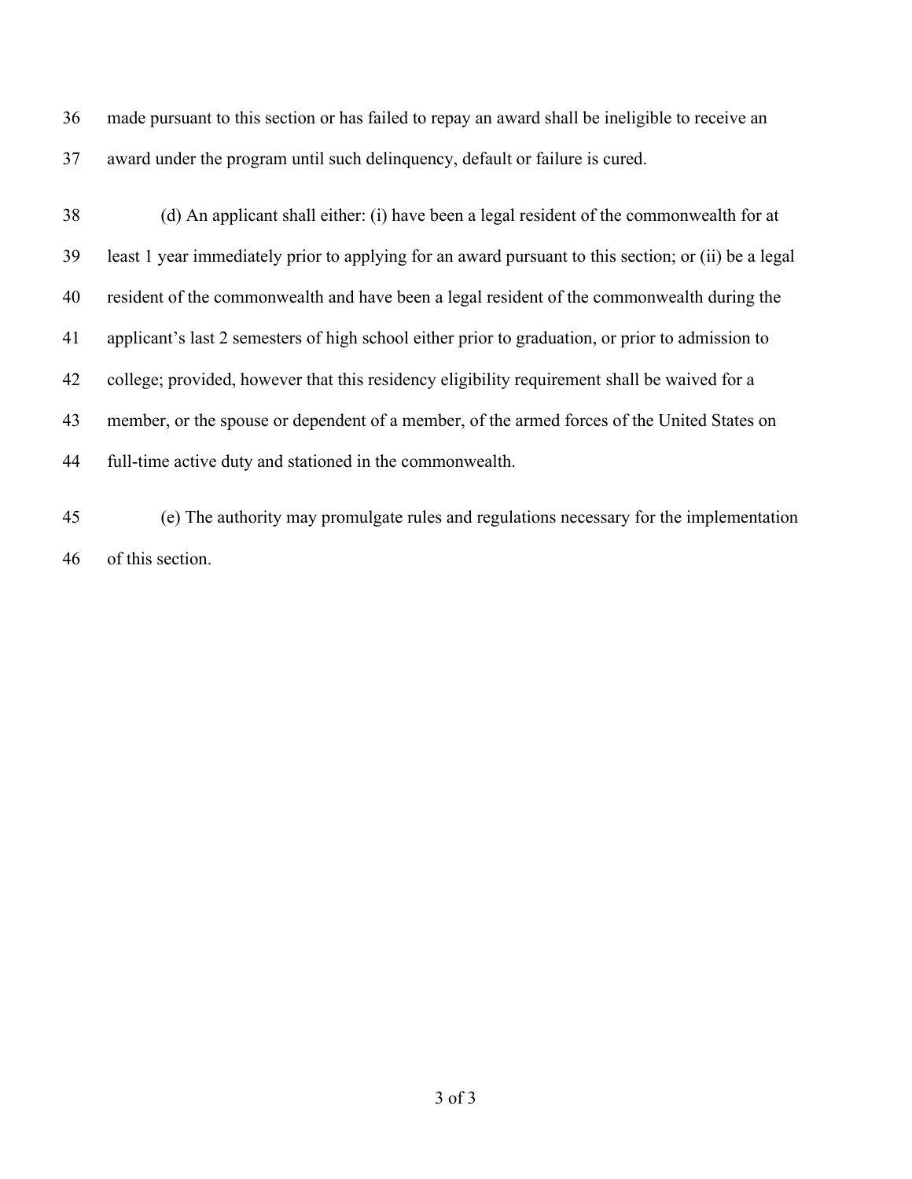made pursuant to this section or has failed to repay an award shall be ineligible to receive an award under the program until such delinquency, default or failure is cured.

(d) An applicant shall either: (i) have been a legal resident of the commonwealth for at least 1 year immediately prior to applying for an award pursuant to this section; or (ii) be a legal resident of the commonwealth and have been a legal resident of the commonwealth during the applicant's last 2 semesters of high school either prior to graduation, or prior to admission to college; provided, however that this residency eligibility requirement shall be waived for a member, or the spouse or dependent of a member, of the armed forces of the United States on full-time active duty and stationed in the commonwealth.

(e) The authority may promulgate rules and regulations necessary for the implementation of this section.